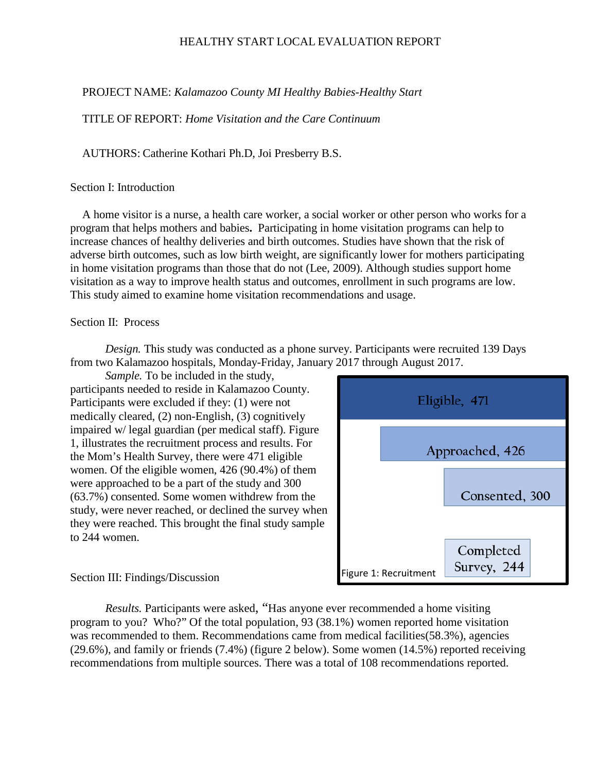# HEALTHY START LOCAL EVALUATION REPORT

PROJECT NAME: *Kalamazoo County MI Healthy Babies-Healthy Start*

TITLE OF REPORT: *Home Visitation and the Care Continuum*

AUTHORS: Catherine Kothari Ph.D, Joi Presberry B.S.

## Section I: Introduction

A home visitor is a nurse, a health care worker, a social worker or other person who works for a program that helps mothers and babies**.** Participating in home visitation programs can help to increase chances of healthy deliveries and birth outcomes. Studies have shown that the risk of adverse birth outcomes, such as low birth weight, are significantly lower for mothers participating in home visitation programs than those that do not (Lee, 2009). Although studies support home visitation as a way to improve health status and outcomes, enrollment in such programs are low. This study aimed to examine home visitation recommendations and usage.

## Section II: Process

*Design.* This study was conducted as a phone survey. Participants were recruited 139 Days from two Kalamazoo hospitals, Monday-Friday, January 2017 through August 2017.

*Sample.* To be included in the study, participants needed to reside in Kalamazoo County. Participants were excluded if they: (1) were not medically cleared, (2) non-English, (3) cognitively impaired w/ legal guardian (per medical staff). Figure 1, illustrates the recruitment process and results. For the Mom's Health Survey, there were 471 eligible women. Of the eligible women, 426 (90.4%) of them were approached to be a part of the study and 300 (63.7%) consented. Some women withdrew from the study, were never reached, or declined the survey when they were reached. This brought the final study sample to 244 women.

| Stage | Count |
|---|---|
| Eligible | 471 |
| Approached | 426 |
| Consented | 300 |
| Completed Survey | 244 |

Figure 1: Recruitment

## Section III: Findings/Discussion

*Results.* Participants were asked, "Has anyone ever recommended a home visiting program to you? Who?" Of the total population, 93 (38.1%) women reported home visitation was recommended to them. Recommendations came from medical facilities(58.3%), agencies (29.6%), and family or friends (7.4%) (figure 2 below). Some women (14.5%) reported receiving recommendations from multiple sources. There was a total of 108 recommendations reported.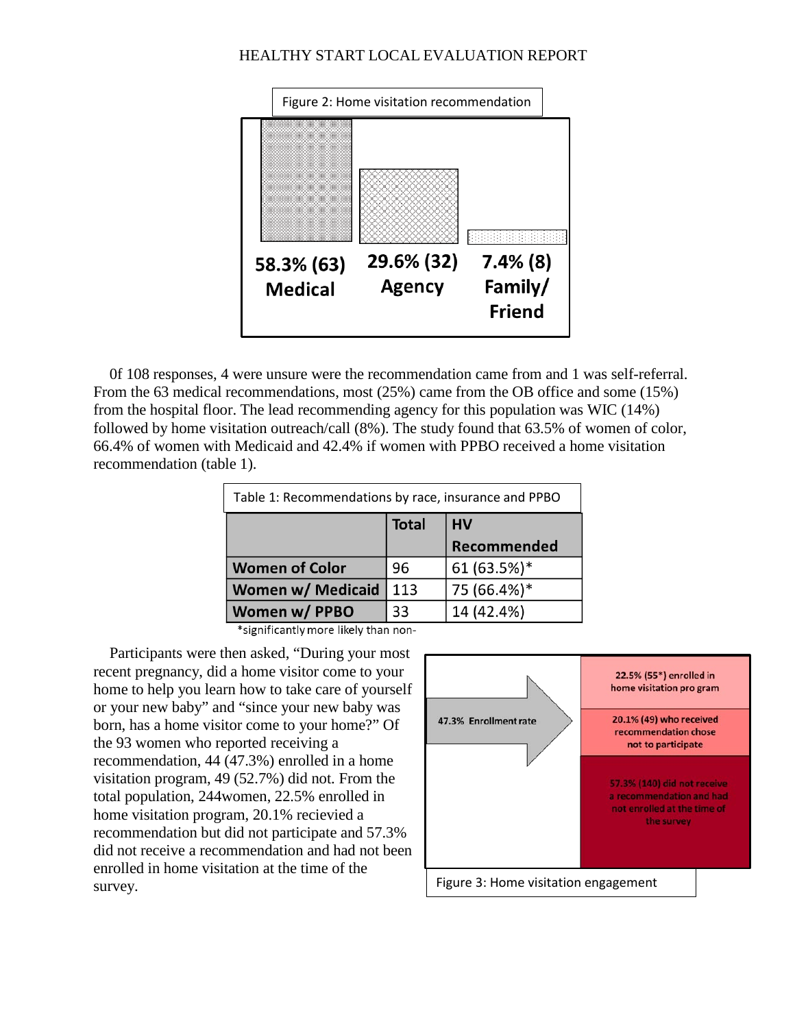Figure 2: Home visitation recommendation

58.3% (63) Medical

29.6% (32) Agency

7.4% (8) Family/ Friend

0f 108 responses, 4 were unsure were the recommendation came from and 1 was self-referral. From the 63 medical recommendations, most (25%) came from the OB office and some (15%) from the hospital floor. The lead recommending agency for this population was WIC (14%) followed by home visitation outreach/call (8%). The study found that 63.5% of women of color, 66.4% of women with Medicaid and 42.4% if women with PPBO received a home visitation recommendation (table 1).

Table 1: Recommendations by race, insurance and PPBO

| | Total | HV Recommended |
|---|---|---|
| **Women of Color** | 96 | 61 (63.5%)* |
| **Women w/ Medicaid** | 113 | 75 (66.4%)* |
| **Women w/ PPBO** | 33 | 14 (42.4%) |

*significantly more likely than non-

Participants were then asked, “During your most recent pregnancy, did a home visitor come to your home to help you learn how to take care of yourself or your new baby” and “since your new baby was born, has a home visitor come to your home?” Of the 93 women who reported receiving a recommendation, 44 (47.3%) enrolled in a home visitation program, 49 (52.7%) did not. From the total population, 244women, 22.5% enrolled in home visitation program, 20.1% recieved a recommendation but did not participate and 57.3% did not receive a recommendation and had not been enrolled in home visitation at the time of the survey.

47.3% Enrollment rate

22.5% (55*) enrolled in home visitation pro gram

20.1% (49) who received recommendation chose not to participate

57.3% (140) did not receive a recommendation and had not enrolled at the time of the survey

Figure 3: Home visitation engagement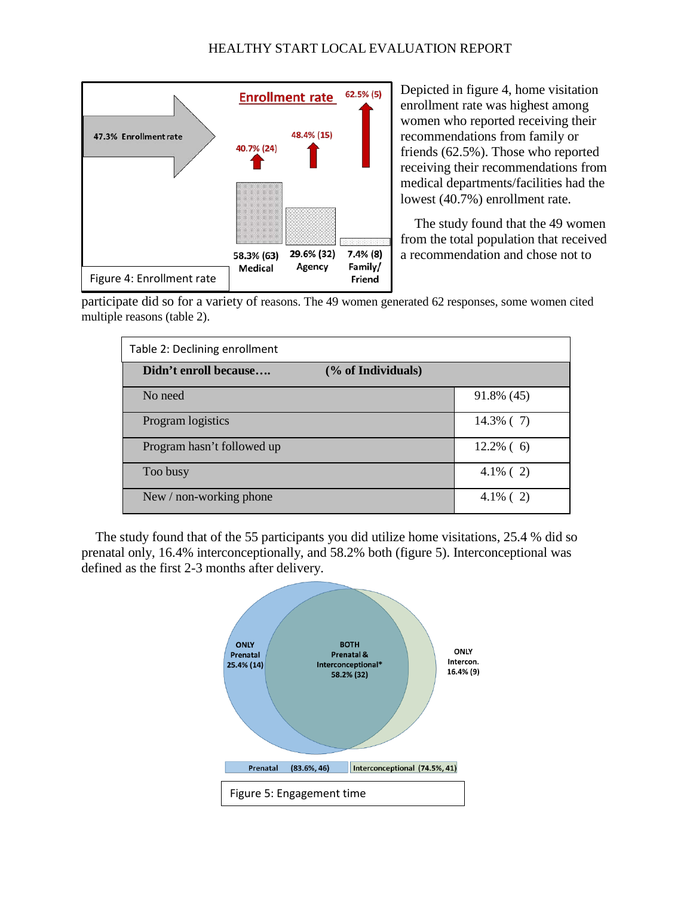Figure 4: Enrollment rate

Depicted in figure 4, home visitation enrollment rate was highest among women who reported receiving their recommendations from family or friends (62.5%). Those who reported receiving their recommendations from medical departments/facilities had the lowest (40.7%) enrollment rate.

The study found that the 49 women from the total population that received a recommendation and chose not to participate did so for a variety of reasons. The 49 women generated 62 responses, some women cited multiple reasons (table 2).

Table 2: Declining enrollment

| Didn't enroll because…. (% of Individuals) | |
|---|---|
| No need | 91.8% (45) |
| Program logistics | 14.3% ( 7) |
| Program hasn't followed up | 12.2% ( 6) |
| Too busy | 4.1% ( 2) |
| New / non-working phone | 4.1% ( 2) |

The study found that of the 55 participants you did utilize home visitations, 25.4 % did so prenatal only, 16.4% interconceptionally, and 58.2% both (figure 5). Interconceptional was defined as the first 2-3 months after delivery.

Figure 5: Engagement time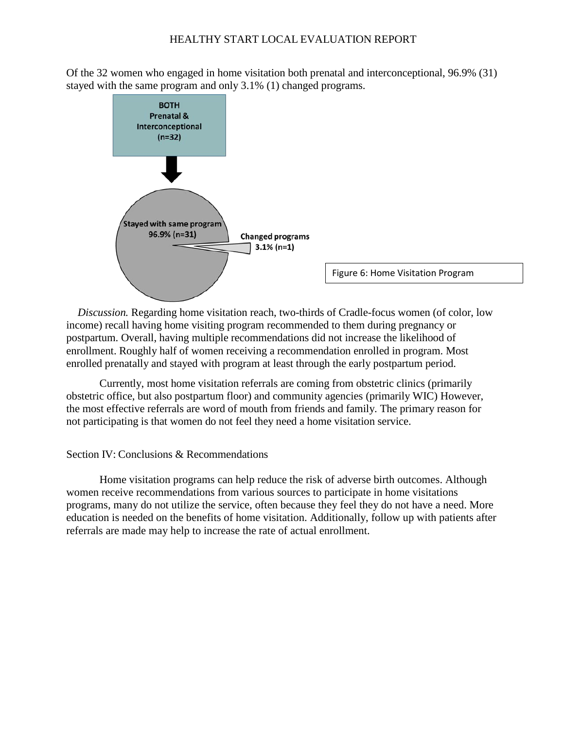Of the 32 women who engaged in home visitation both prenatal and interconceptional, 96.9% (31) stayed with the same program and only 3.1% (1) changed programs.

**BOTH Prenatal & Interconceptional (n=32)**

**Stayed with same program 96.9% (n=31)**

**Changed programs 3.1% (n=1)**

Figure 6: Home Visitation Program

*Discussion.* Regarding home visitation reach, two-thirds of Cradle-focus women (of color, low income) recall having home visiting program recommended to them during pregnancy or postpartum. Overall, having multiple recommendations did not increase the likelihood of enrollment. Roughly half of women receiving a recommendation enrolled in program. Most enrolled prenatally and stayed with program at least through the early postpartum period.

Currently, most home visitation referrals are coming from obstetric clinics (primarily obstetric office, but also postpartum floor) and community agencies (primarily WIC) However, the most effective referrals are word of mouth from friends and family. The primary reason for not participating is that women do not feel they need a home visitation service.

## Section IV: Conclusions & Recommendations

Home visitation programs can help reduce the risk of adverse birth outcomes. Although women receive recommendations from various sources to participate in home visitations programs, many do not utilize the service, often because they feel they do not have a need. More education is needed on the benefits of home visitation. Additionally, follow up with patients after referrals are made may help to increase the rate of actual enrollment.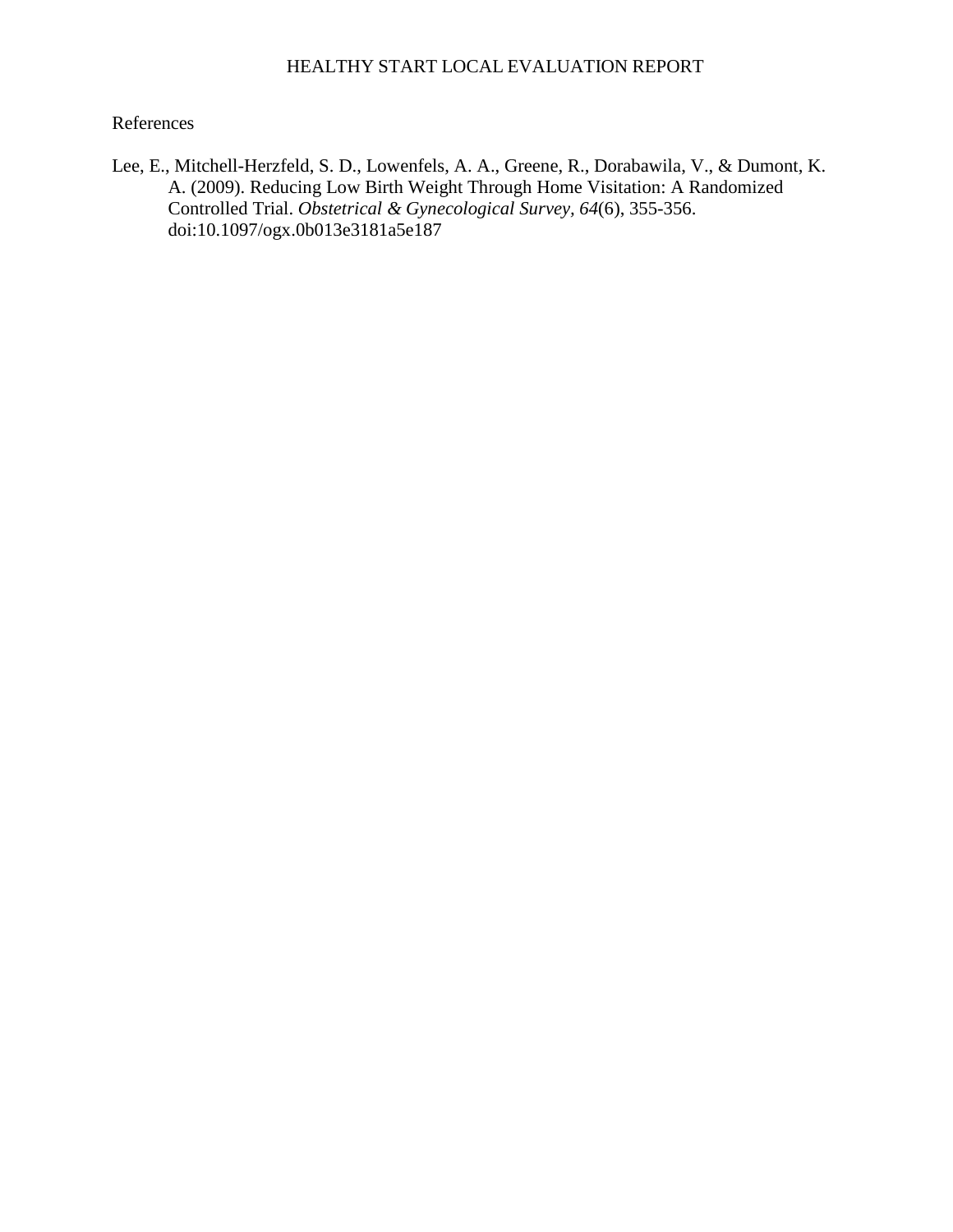## References

Lee, E., Mitchell-Herzfeld, S. D., Lowenfels, A. A., Greene, R., Dorabawila, V., & Dumont, K. A. (2009). Reducing Low Birth Weight Through Home Visitation: A Randomized Controlled Trial. *Obstetrical & Gynecological Survey, 64*(6), 355-356. doi:10.1097/ogx.0b013e3181a5e187